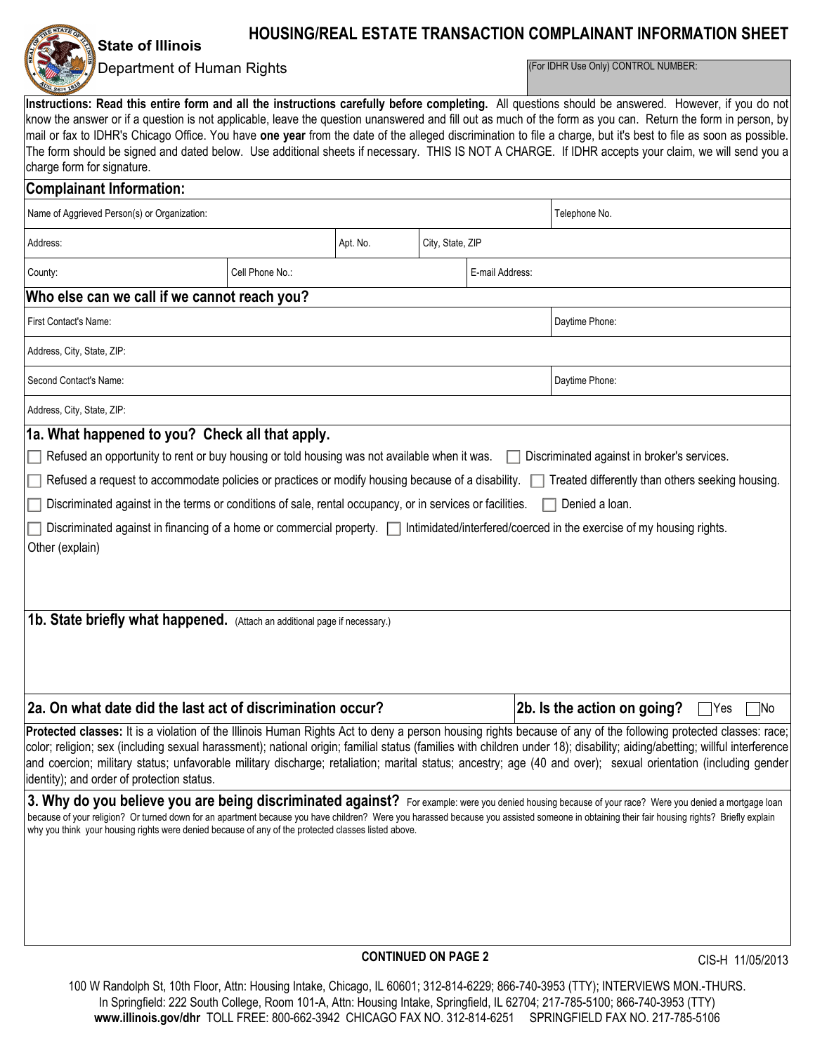**State of Illinois**
Department of Human Rights

# HOUSING/REAL ESTATE TRANSACTION COMPLAINANT INFORMATION SHEET

(For IDHR Use Only) CONTROL NUMBER:

**Instructions: Read this entire form and all the instructions carefully before completing.** All questions should be answered. However, if you do not know the answer or if a question is not applicable, leave the question unanswered and fill out as much of the form as you can. Return the form in person, by mail or fax to IDHR's Chicago Office. You have **one year** from the date of the alleged discrimination to file a charge, but it's best to file as soon as possible. The form should be signed and dated below. Use additional sheets if necessary. THIS IS NOT A CHARGE. If IDHR accepts your claim, we will send you a charge form for signature.

## Complainant Information:

| Name of Aggrieved Person(s) or Organization: | | | Telephone No. |
|---|---|---|---|
| Address: | Apt. No. | City, State, ZIP | |
| County: | Cell Phone No.: | E-mail Address: | |

## Who else can we call if we cannot reach you?

| First Contact's Name: | Daytime Phone: |
|---|---|
| Address, City, State, ZIP: | |
| Second Contact's Name: | Daytime Phone: |
| Address, City, State, ZIP: | |

## 1a. What happened to you? Check all that apply.

- ☐ Refused an opportunity to rent or buy housing or told housing was not available when it was.
- ☐ Discriminated against in broker's services.
- ☐ Refused a request to accommodate policies or practices or modify housing because of a disability.
- ☐ Treated differently than others seeking housing.
- ☐ Discriminated against in the terms or conditions of sale, rental occupancy, or in services or facilities.
- ☐ Denied a loan.
- ☐ Discriminated against in financing of a home or commercial property.
- ☐ Intimidated/interfered/coerced in the exercise of my housing rights.

Other (explain)

## 1b. State briefly what happened. (Attach an additional page if necessary.)

## 2a. On what date did the last act of discrimination occur?

## 2b. Is the action on going? ☐ Yes ☐ No

**Protected classes:** It is a violation of the Illinois Human Rights Act to deny a person housing rights because of any of the following protected classes: race; color; religion; sex (including sexual harassment); national origin; familial status (families with children under 18); disability; aiding/abetting; willful interference and coercion; military status; unfavorable military discharge; retaliation; marital status; ancestry; age (40 and over); sexual orientation (including gender identity); and order of protection status.

## 3. Why do you believe you are being discriminated against?

For example: were you denied housing because of your race? Were you denied a mortgage loan because of your religion? Or turned down for an apartment because you have children? Were you harassed because you assisted someone in obtaining their fair housing rights? Briefly explain why you think your housing rights were denied because of any of the protected classes listed above.

**CONTINUED ON PAGE 2**

CIS-H 11/05/2013

100 W Randolph St, 10th Floor, Attn: Housing Intake, Chicago, IL 60601; 312-814-6229; 866-740-3953 (TTY); INTERVIEWS MON.-THURS.
In Springfield: 222 South College, Room 101-A, Attn: Housing Intake, Springfield, IL 62704; 217-785-5100; 866-740-3953 (TTY)
**www.illinois.gov/dhr** TOLL FREE: 800-662-3942 CHICAGO FAX NO. 312-814-6251 SPRINGFIELD FAX NO. 217-785-5106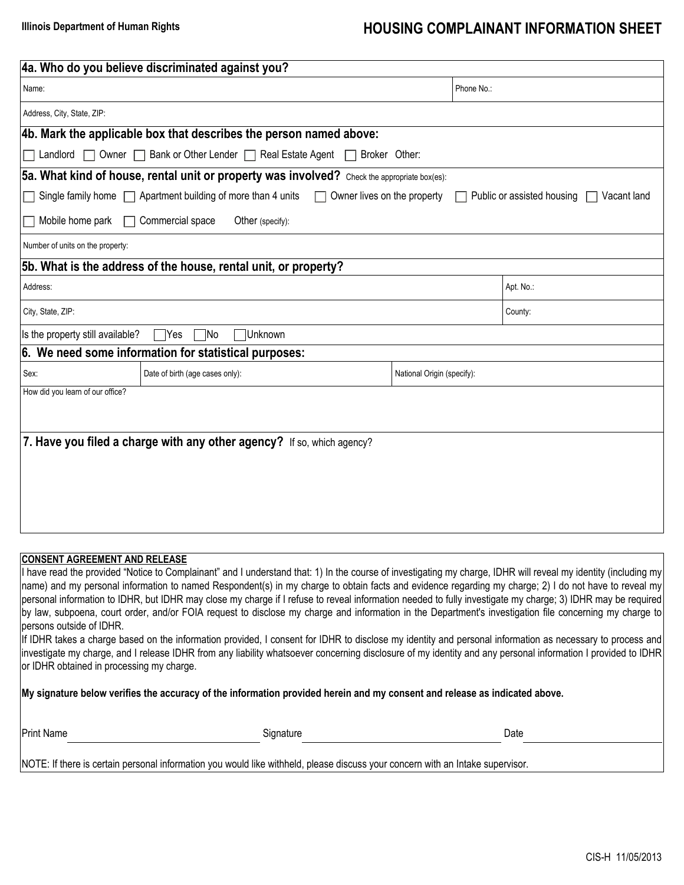Illinois Department of Human Rights

# HOUSING COMPLAINANT INFORMATION SHEET

## 4a. Who do you believe discriminated against you?

| Name: | Phone No.: |
|---|---|
| Address, City, State, ZIP: | |

## 4b. Mark the applicable box that describes the person named above:

☐ Landlord ☐ Owner ☐ Bank or Other Lender ☐ Real Estate Agent ☐ Broker Other:

## 5a. What kind of house, rental unit or property was involved? Check the appropriate box(es):

☐ Single family home ☐ Apartment building of more than 4 units ☐ Owner lives on the property ☐ Public or assisted housing ☐ Vacant land

☐ Mobile home park ☐ Commercial space Other (specify):

Number of units on the property:

## 5b. What is the address of the house, rental unit, or property?

| Address: | Apt. No.: |
|---|---|
| City, State, ZIP: | County: |

Is the property still available? ☐Yes ☐No ☐Unknown

## 6. We need some information for statistical purposes:

| Sex: | Date of birth (age cases only): | National Origin (specify): |
|---|---|---|

How did you learn of our office?

## 7. Have you filed a charge with any other agency? If so, which agency?

**CONSENT AGREEMENT AND RELEASE**

I have read the provided "Notice to Complainant" and I understand that: 1) In the course of investigating my charge, IDHR will reveal my identity (including my name) and my personal information to named Respondent(s) in my charge to obtain facts and evidence regarding my charge; 2) I do not have to reveal my personal information to IDHR, but IDHR may close my charge if I refuse to reveal information needed to fully investigate my charge; 3) IDHR may be required by law, subpoena, court order, and/or FOIA request to disclose my charge and information in the Department's investigation file concerning my charge to persons outside of IDHR.

If IDHR takes a charge based on the information provided, I consent for IDHR to disclose my identity and personal information as necessary to process and investigate my charge, and I release IDHR from any liability whatsoever concerning disclosure of my identity and any personal information I provided to IDHR or IDHR obtained in processing my charge.

**My signature below verifies the accuracy of the information provided herein and my consent and release as indicated above.**

Print Name ______________________ Signature ______________________ Date ______________

NOTE: If there is certain personal information you would like withheld, please discuss your concern with an Intake supervisor.

CIS-H 11/05/2013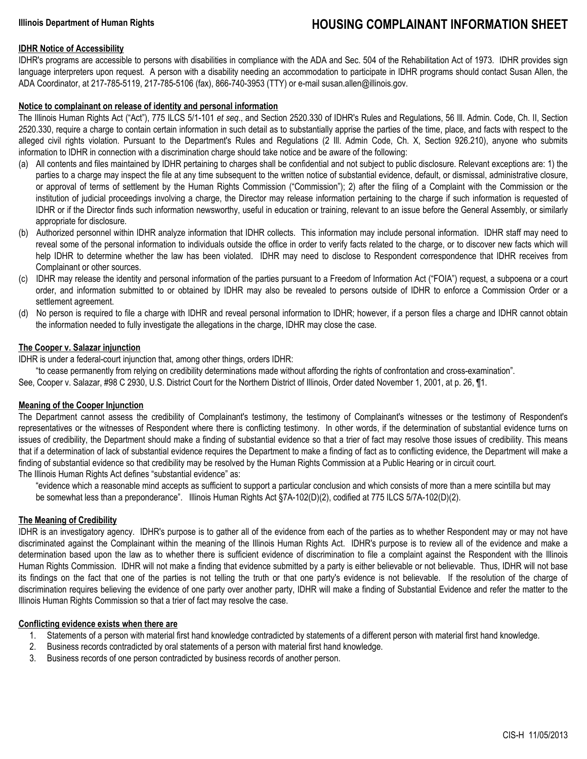Illinois Department of Human Rights

# HOUSING COMPLAINANT INFORMATION SHEET

**IDHR Notice of Accessibility**

IDHR's programs are accessible to persons with disabilities in compliance with the ADA and Sec. 504 of the Rehabilitation Act of 1973. IDHR provides sign language interpreters upon request. A person with a disability needing an accommodation to participate in IDHR programs should contact Susan Allen, the ADA Coordinator, at 217-785-5119, 217-785-5106 (fax), 866-740-3953 (TTY) or e-mail susan.allen@illinois.gov.

**Notice to complainant on release of identity and personal information**

The Illinois Human Rights Act ("Act"), 775 ILCS 5/1-101 *et seq*., and Section 2520.330 of IDHR's Rules and Regulations, 56 Ill. Admin. Code, Ch. II, Section 2520.330, require a charge to contain certain information in such detail as to substantially apprise the parties of the time, place, and facts with respect to the alleged civil rights violation. Pursuant to the Department's Rules and Regulations (2 Ill. Admin Code, Ch. X, Section 926.210), anyone who submits information to IDHR in connection with a discrimination charge should take notice and be aware of the following:

(a) All contents and files maintained by IDHR pertaining to charges shall be confidential and not subject to public disclosure. Relevant exceptions are: 1) the parties to a charge may inspect the file at any time subsequent to the written notice of substantial evidence, default, or dismissal, administrative closure, or approval of terms of settlement by the Human Rights Commission ("Commission"); 2) after the filing of a Complaint with the Commission or the institution of judicial proceedings involving a charge, the Director may release information pertaining to the charge if such information is requested of IDHR or if the Director finds such information newsworthy, useful in education or training, relevant to an issue before the General Assembly, or similarly appropriate for disclosure.

(b) Authorized personnel within IDHR analyze information that IDHR collects. This information may include personal information. IDHR staff may need to reveal some of the personal information to individuals outside the office in order to verify facts related to the charge, or to discover new facts which will help IDHR to determine whether the law has been violated. IDHR may need to disclose to Respondent correspondence that IDHR receives from Complainant or other sources.

(c) IDHR may release the identity and personal information of the parties pursuant to a Freedom of Information Act ("FOIA") request, a subpoena or a court order, and information submitted to or obtained by IDHR may also be revealed to persons outside of IDHR to enforce a Commission Order or a settlement agreement.

(d) No person is required to file a charge with IDHR and reveal personal information to IDHR; however, if a person files a charge and IDHR cannot obtain the information needed to fully investigate the allegations in the charge, IDHR may close the case.

**The Cooper v. Salazar injunction**

IDHR is under a federal-court injunction that, among other things, orders IDHR:

"to cease permanently from relying on credibility determinations made without affording the rights of confrontation and cross-examination".

See, Cooper v. Salazar, #98 C 2930, U.S. District Court for the Northern District of Illinois, Order dated November 1, 2001, at p. 26, ¶1.

**Meaning of the Cooper Injunction**

The Department cannot assess the credibility of Complainant's testimony, the testimony of Complainant's witnesses or the testimony of Respondent's representatives or the witnesses of Respondent where there is conflicting testimony. In other words, if the determination of substantial evidence turns on issues of credibility, the Department should make a finding of substantial evidence so that a trier of fact may resolve those issues of credibility. This means that if a determination of lack of substantial evidence requires the Department to make a finding of fact as to conflicting evidence, the Department will make a finding of substantial evidence so that credibility may be resolved by the Human Rights Commission at a Public Hearing or in circuit court.

The Illinois Human Rights Act defines "substantial evidence" as:

"evidence which a reasonable mind accepts as sufficient to support a particular conclusion and which consists of more than a mere scintilla but may be somewhat less than a preponderance". Illinois Human Rights Act §7A-102(D)(2), codified at 775 ILCS 5/7A-102(D)(2).

**The Meaning of Credibility**

IDHR is an investigatory agency. IDHR's purpose is to gather all of the evidence from each of the parties as to whether Respondent may or may not have discriminated against the Complainant within the meaning of the Illinois Human Rights Act. IDHR's purpose is to review all of the evidence and make a determination based upon the law as to whether there is sufficient evidence of discrimination to file a complaint against the Respondent with the Illinois Human Rights Commission. IDHR will not make a finding that evidence submitted by a party is either believable or not believable. Thus, IDHR will not base its findings on the fact that one of the parties is not telling the truth or that one party's evidence is not believable. If the resolution of the charge of discrimination requires believing the evidence of one party over another party, IDHR will make a finding of Substantial Evidence and refer the matter to the Illinois Human Rights Commission so that a trier of fact may resolve the case.

**Conflicting evidence exists when there are**

1. Statements of a person with material first hand knowledge contradicted by statements of a different person with material first hand knowledge.
2. Business records contradicted by oral statements of a person with material first hand knowledge.
3. Business records of one person contradicted by business records of another person.

CIS-H 11/05/2013